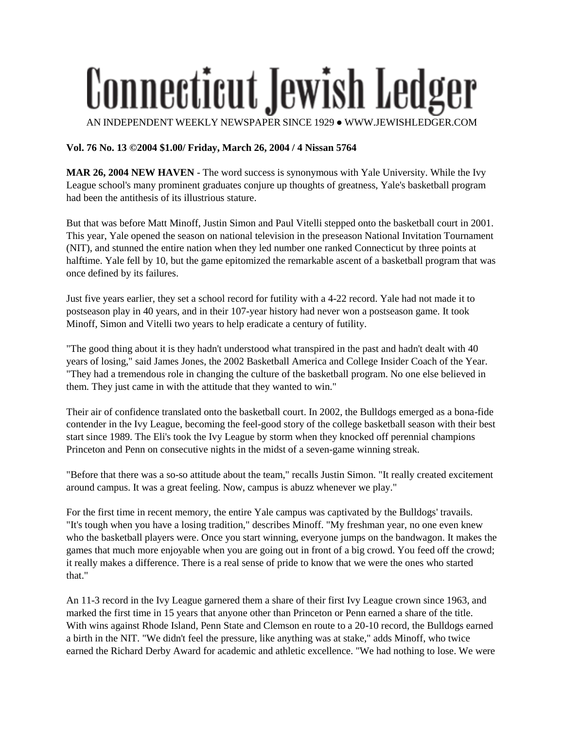# Connecticut Jewish Ledger

AN INDEPENDENT WEEKLY NEWSPAPER SINCE 1929 ● WWW.JEWISHLEDGER.COM

**Vol. 76 No. 13 ©2004 $1.00/ Friday, March 26, 2004 / 4 Nissan 5764**

**MAR 26, 2004 NEW HAVEN** - The word success is synonymous with Yale University. While the Ivy League school's many prominent graduates conjure up thoughts of greatness, Yale's basketball program had been the antithesis of its illustrious stature.

But that was before Matt Minoff, Justin Simon and Paul Vitelli stepped onto the basketball court in 2001. This year, Yale opened the season on national television in the preseason National Invitation Tournament (NIT), and stunned the entire nation when they led number one ranked Connecticut by three points at halftime. Yale fell by 10, but the game epitomized the remarkable ascent of a basketball program that was once defined by its failures.

Just five years earlier, they set a school record for futility with a 4-22 record. Yale had not made it to postseason play in 40 years, and in their 107-year history had never won a postseason game. It took Minoff, Simon and Vitelli two years to help eradicate a century of futility.

"The good thing about it is they hadn't understood what transpired in the past and hadn't dealt with 40 years of losing," said James Jones, the 2002 Basketball America and College Insider Coach of the Year. "They had a tremendous role in changing the culture of the basketball program. No one else believed in them. They just came in with the attitude that they wanted to win."

Their air of confidence translated onto the basketball court. In 2002, the Bulldogs emerged as a bona-fide contender in the Ivy League, becoming the feel-good story of the college basketball season with their best start since 1989. The Eli's took the Ivy League by storm when they knocked off perennial champions Princeton and Penn on consecutive nights in the midst of a seven-game winning streak.

"Before that there was a so-so attitude about the team," recalls Justin Simon. "It really created excitement around campus. It was a great feeling. Now, campus is abuzz whenever we play."

For the first time in recent memory, the entire Yale campus was captivated by the Bulldogs' travails. "It's tough when you have a losing tradition," describes Minoff. "My freshman year, no one even knew who the basketball players were. Once you start winning, everyone jumps on the bandwagon. It makes the games that much more enjoyable when you are going out in front of a big crowd. You feed off the crowd; it really makes a difference. There is a real sense of pride to know that we were the ones who started that."

An 11-3 record in the Ivy League garnered them a share of their first Ivy League crown since 1963, and marked the first time in 15 years that anyone other than Princeton or Penn earned a share of the title. With wins against Rhode Island, Penn State and Clemson en route to a 20-10 record, the Bulldogs earned a birth in the NIT. "We didn't feel the pressure, like anything was at stake," adds Minoff, who twice earned the Richard Derby Award for academic and athletic excellence. "We had nothing to lose. We were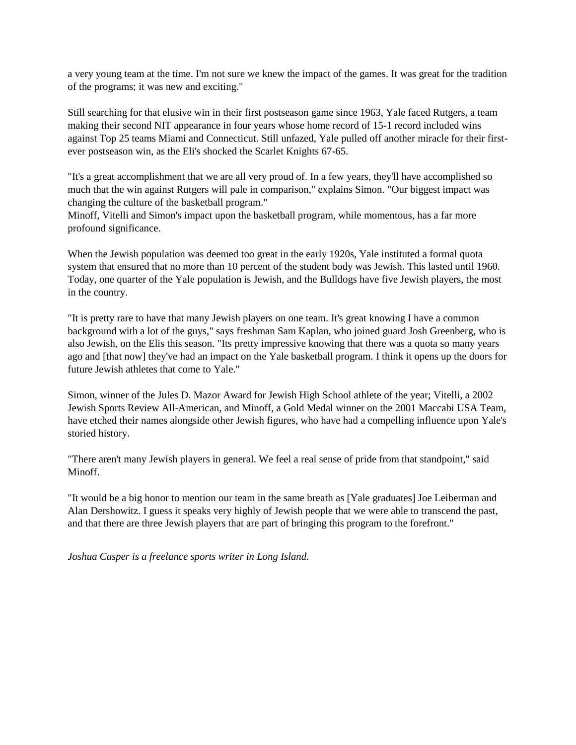a very young team at the time. I'm not sure we knew the impact of the games. It was great for the tradition of the programs; it was new and exciting."

Still searching for that elusive win in their first postseason game since 1963, Yale faced Rutgers, a team making their second NIT appearance in four years whose home record of 15-1 record included wins against Top 25 teams Miami and Connecticut. Still unfazed, Yale pulled off another miracle for their first-ever postseason win, as the Eli's shocked the Scarlet Knights 67-65.

"It's a great accomplishment that we are all very proud of. In a few years, they'll have accomplished so much that the win against Rutgers will pale in comparison," explains Simon. "Our biggest impact was changing the culture of the basketball program."
Minoff, Vitelli and Simon's impact upon the basketball program, while momentous, has a far more profound significance.

When the Jewish population was deemed too great in the early 1920s, Yale instituted a formal quota system that ensured that no more than 10 percent of the student body was Jewish. This lasted until 1960. Today, one quarter of the Yale population is Jewish, and the Bulldogs have five Jewish players, the most in the country.

"It is pretty rare to have that many Jewish players on one team. It's great knowing I have a common background with a lot of the guys," says freshman Sam Kaplan, who joined guard Josh Greenberg, who is also Jewish, on the Elis this season. "Its pretty impressive knowing that there was a quota so many years ago and [that now] they've had an impact on the Yale basketball program. I think it opens up the doors for future Jewish athletes that come to Yale."

Simon, winner of the Jules D. Mazor Award for Jewish High School athlete of the year; Vitelli, a 2002 Jewish Sports Review All-American, and Minoff, a Gold Medal winner on the 2001 Maccabi USA Team, have etched their names alongside other Jewish figures, who have had a compelling influence upon Yale's storied history.

"There aren't many Jewish players in general. We feel a real sense of pride from that standpoint," said Minoff.

"It would be a big honor to mention our team in the same breath as [Yale graduates] Joe Leiberman and Alan Dershowitz. I guess it speaks very highly of Jewish people that we were able to transcend the past, and that there are three Jewish players that are part of bringing this program to the forefront."

*Joshua Casper is a freelance sports writer in Long Island.*